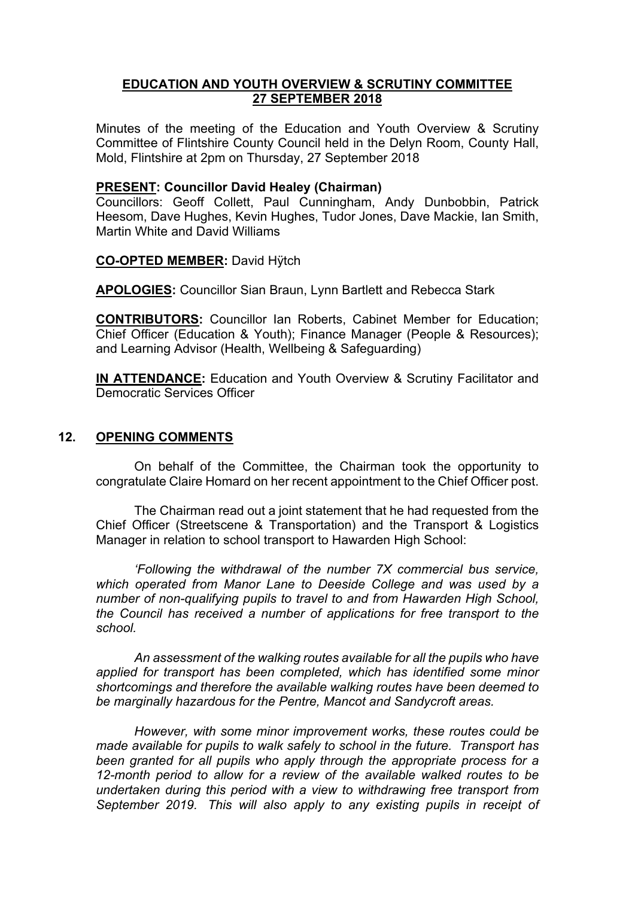# EDUCATION AND YOUTH OVERVIEW & SCRUTINY COMMITTEE 27 SEPTEMBER 2018

Minutes of the meeting of the Education and Youth Overview & Scrutiny Committee of Flintshire County Council held in the Delyn Room, County Hall, Mold, Flintshire at 2pm on Thursday, 27 September 2018

**PRESENT: Councillor David Healey (Chairman)**
Councillors: Geoff Collett, Paul Cunningham, Andy Dunbobbin, Patrick Heesom, Dave Hughes, Kevin Hughes, Tudor Jones, Dave Mackie, Ian Smith, Martin White and David Williams

**CO-OPTED MEMBER:** David Hÿtch

**APOLOGIES:** Councillor Sian Braun, Lynn Bartlett and Rebecca Stark

**CONTRIBUTORS:** Councillor Ian Roberts, Cabinet Member for Education; Chief Officer (Education & Youth); Finance Manager (People & Resources); and Learning Advisor (Health, Wellbeing & Safeguarding)

**IN ATTENDANCE:** Education and Youth Overview & Scrutiny Facilitator and Democratic Services Officer

## 12. OPENING COMMENTS

On behalf of the Committee, the Chairman took the opportunity to congratulate Claire Homard on her recent appointment to the Chief Officer post.

The Chairman read out a joint statement that he had requested from the Chief Officer (Streetscene & Transportation) and the Transport & Logistics Manager in relation to school transport to Hawarden High School:

*'Following the withdrawal of the number 7X commercial bus service, which operated from Manor Lane to Deeside College and was used by a number of non-qualifying pupils to travel to and from Hawarden High School, the Council has received a number of applications for free transport to the school.*

*An assessment of the walking routes available for all the pupils who have applied for transport has been completed, which has identified some minor shortcomings and therefore the available walking routes have been deemed to be marginally hazardous for the Pentre, Mancot and Sandycroft areas.*

*However, with some minor improvement works, these routes could be made available for pupils to walk safely to school in the future. Transport has been granted for all pupils who apply through the appropriate process for a 12-month period to allow for a review of the available walked routes to be undertaken during this period with a view to withdrawing free transport from September 2019. This will also apply to any existing pupils in receipt of*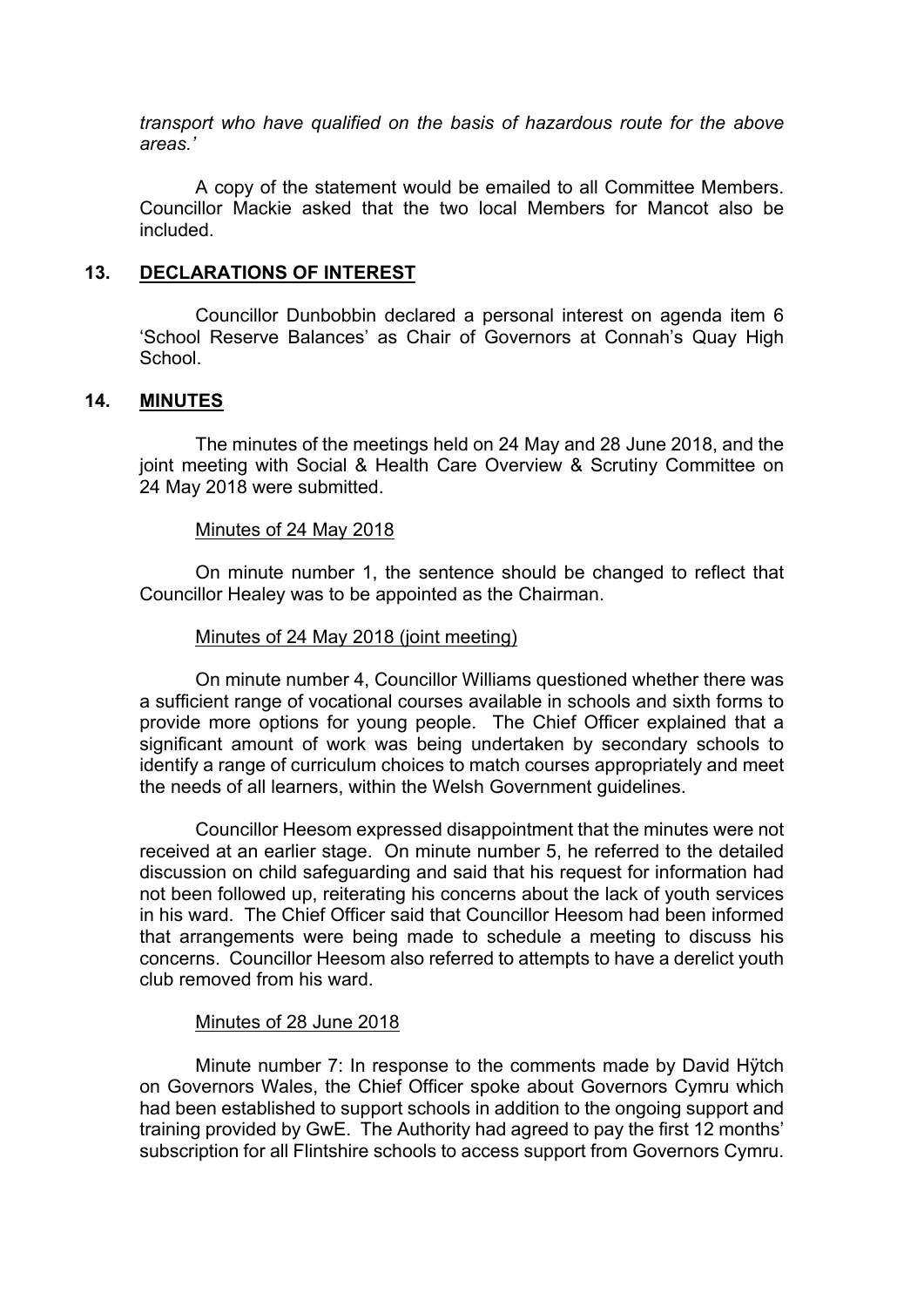*transport who have qualified on the basis of hazardous route for the above areas.'*

A copy of the statement would be emailed to all Committee Members. Councillor Mackie asked that the two local Members for Mancot also be included.

## 13. DECLARATIONS OF INTEREST

Councillor Dunbobbin declared a personal interest on agenda item 6 'School Reserve Balances' as Chair of Governors at Connah's Quay High School.

## 14. MINUTES

The minutes of the meetings held on 24 May and 28 June 2018, and the joint meeting with Social & Health Care Overview & Scrutiny Committee on 24 May 2018 were submitted.

Minutes of 24 May 2018

On minute number 1, the sentence should be changed to reflect that Councillor Healey was to be appointed as the Chairman.

Minutes of 24 May 2018 (joint meeting)

On minute number 4, Councillor Williams questioned whether there was a sufficient range of vocational courses available in schools and sixth forms to provide more options for young people. The Chief Officer explained that a significant amount of work was being undertaken by secondary schools to identify a range of curriculum choices to match courses appropriately and meet the needs of all learners, within the Welsh Government guidelines.

Councillor Heesom expressed disappointment that the minutes were not received at an earlier stage. On minute number 5, he referred to the detailed discussion on child safeguarding and said that his request for information had not been followed up, reiterating his concerns about the lack of youth services in his ward. The Chief Officer said that Councillor Heesom had been informed that arrangements were being made to schedule a meeting to discuss his concerns. Councillor Heesom also referred to attempts to have a derelict youth club removed from his ward.

Minutes of 28 June 2018

Minute number 7: In response to the comments made by David Hÿtch on Governors Wales, the Chief Officer spoke about Governors Cymru which had been established to support schools in addition to the ongoing support and training provided by GwE. The Authority had agreed to pay the first 12 months' subscription for all Flintshire schools to access support from Governors Cymru.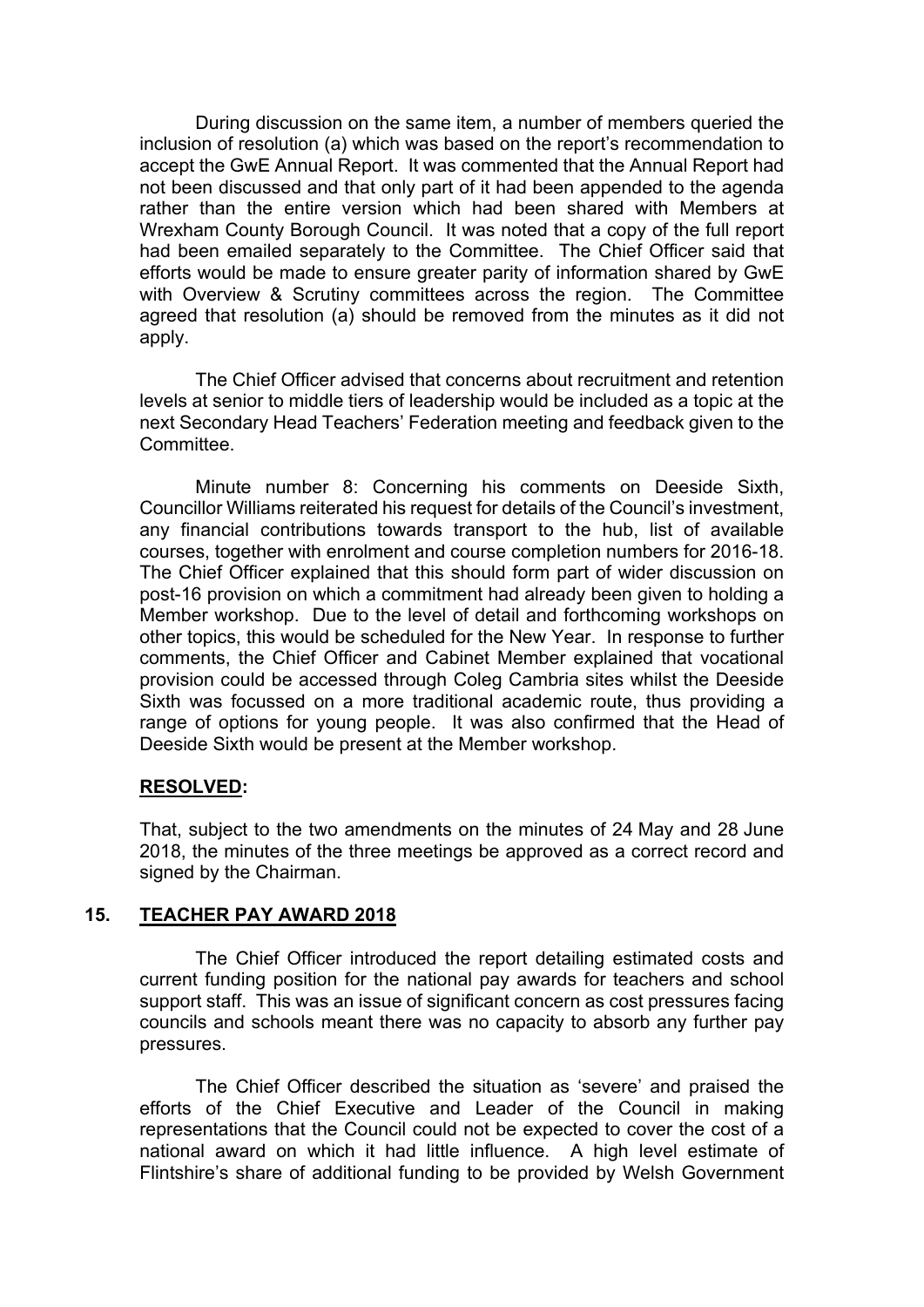During discussion on the same item, a number of members queried the inclusion of resolution (a) which was based on the report's recommendation to accept the GwE Annual Report. It was commented that the Annual Report had not been discussed and that only part of it had been appended to the agenda rather than the entire version which had been shared with Members at Wrexham County Borough Council. It was noted that a copy of the full report had been emailed separately to the Committee. The Chief Officer said that efforts would be made to ensure greater parity of information shared by GwE with Overview & Scrutiny committees across the region. The Committee agreed that resolution (a) should be removed from the minutes as it did not apply.

The Chief Officer advised that concerns about recruitment and retention levels at senior to middle tiers of leadership would be included as a topic at the next Secondary Head Teachers' Federation meeting and feedback given to the Committee.

Minute number 8: Concerning his comments on Deeside Sixth, Councillor Williams reiterated his request for details of the Council's investment, any financial contributions towards transport to the hub, list of available courses, together with enrolment and course completion numbers for 2016-18. The Chief Officer explained that this should form part of wider discussion on post-16 provision on which a commitment had already been given to holding a Member workshop. Due to the level of detail and forthcoming workshops on other topics, this would be scheduled for the New Year. In response to further comments, the Chief Officer and Cabinet Member explained that vocational provision could be accessed through Coleg Cambria sites whilst the Deeside Sixth was focussed on a more traditional academic route, thus providing a range of options for young people. It was also confirmed that the Head of Deeside Sixth would be present at the Member workshop.

**RESOLVED:**

That, subject to the two amendments on the minutes of 24 May and 28 June 2018, the minutes of the three meetings be approved as a correct record and signed by the Chairman.

## 15. TEACHER PAY AWARD 2018

The Chief Officer introduced the report detailing estimated costs and current funding position for the national pay awards for teachers and school support staff. This was an issue of significant concern as cost pressures facing councils and schools meant there was no capacity to absorb any further pay pressures.

The Chief Officer described the situation as 'severe' and praised the efforts of the Chief Executive and Leader of the Council in making representations that the Council could not be expected to cover the cost of a national award on which it had little influence. A high level estimate of Flintshire's share of additional funding to be provided by Welsh Government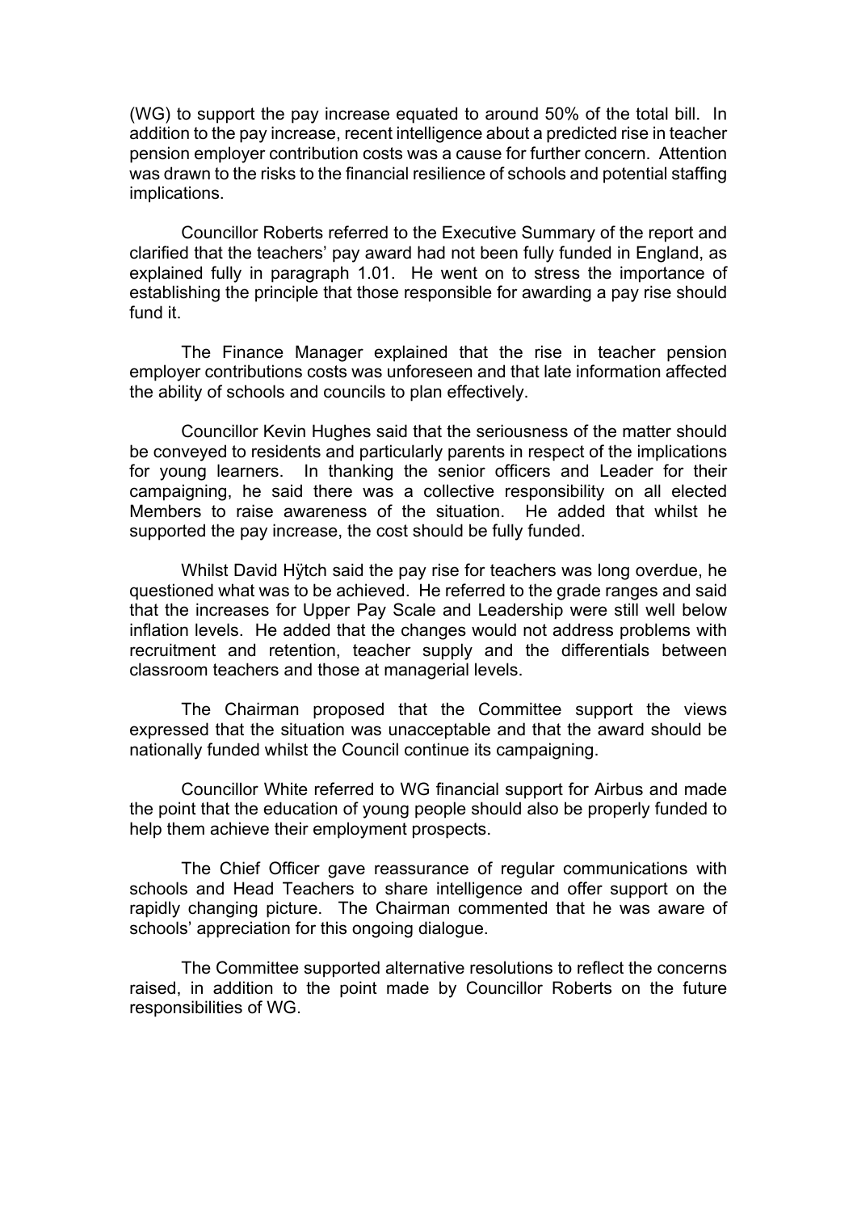(WG) to support the pay increase equated to around 50% of the total bill. In addition to the pay increase, recent intelligence about a predicted rise in teacher pension employer contribution costs was a cause for further concern. Attention was drawn to the risks to the financial resilience of schools and potential staffing implications.

Councillor Roberts referred to the Executive Summary of the report and clarified that the teachers' pay award had not been fully funded in England, as explained fully in paragraph 1.01. He went on to stress the importance of establishing the principle that those responsible for awarding a pay rise should fund it.

The Finance Manager explained that the rise in teacher pension employer contributions costs was unforeseen and that late information affected the ability of schools and councils to plan effectively.

Councillor Kevin Hughes said that the seriousness of the matter should be conveyed to residents and particularly parents in respect of the implications for young learners. In thanking the senior officers and Leader for their campaigning, he said there was a collective responsibility on all elected Members to raise awareness of the situation. He added that whilst he supported the pay increase, the cost should be fully funded.

Whilst David Hÿtch said the pay rise for teachers was long overdue, he questioned what was to be achieved. He referred to the grade ranges and said that the increases for Upper Pay Scale and Leadership were still well below inflation levels. He added that the changes would not address problems with recruitment and retention, teacher supply and the differentials between classroom teachers and those at managerial levels.

The Chairman proposed that the Committee support the views expressed that the situation was unacceptable and that the award should be nationally funded whilst the Council continue its campaigning.

Councillor White referred to WG financial support for Airbus and made the point that the education of young people should also be properly funded to help them achieve their employment prospects.

The Chief Officer gave reassurance of regular communications with schools and Head Teachers to share intelligence and offer support on the rapidly changing picture. The Chairman commented that he was aware of schools' appreciation for this ongoing dialogue.

The Committee supported alternative resolutions to reflect the concerns raised, in addition to the point made by Councillor Roberts on the future responsibilities of WG.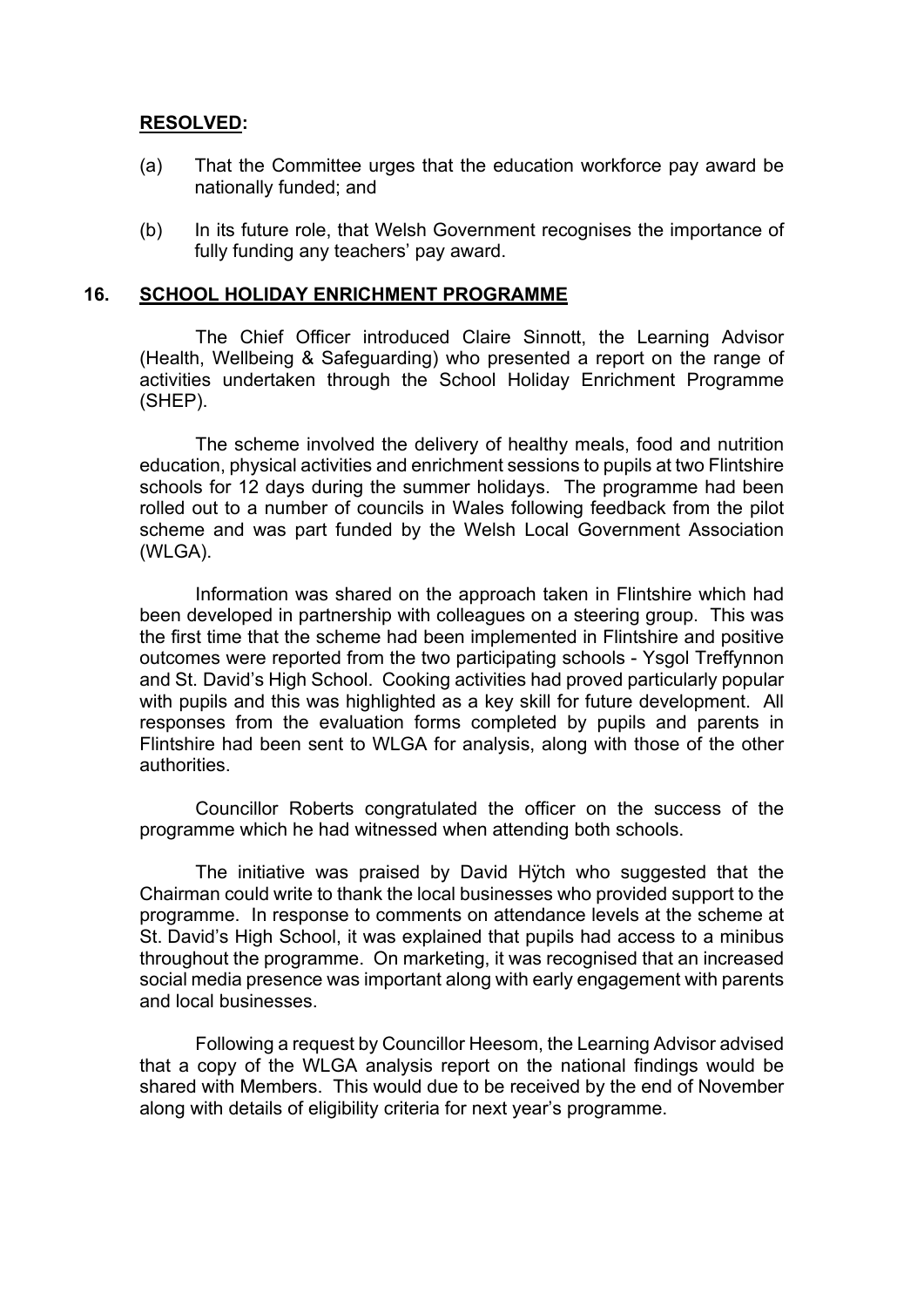**RESOLVED:**

(a) That the Committee urges that the education workforce pay award be nationally funded; and

(b) In its future role, that Welsh Government recognises the importance of fully funding any teachers' pay award.

## 16. SCHOOL HOLIDAY ENRICHMENT PROGRAMME

The Chief Officer introduced Claire Sinnott, the Learning Advisor (Health, Wellbeing & Safeguarding) who presented a report on the range of activities undertaken through the School Holiday Enrichment Programme (SHEP).

The scheme involved the delivery of healthy meals, food and nutrition education, physical activities and enrichment sessions to pupils at two Flintshire schools for 12 days during the summer holidays. The programme had been rolled out to a number of councils in Wales following feedback from the pilot scheme and was part funded by the Welsh Local Government Association (WLGA).

Information was shared on the approach taken in Flintshire which had been developed in partnership with colleagues on a steering group. This was the first time that the scheme had been implemented in Flintshire and positive outcomes were reported from the two participating schools - Ysgol Treffynnon and St. David's High School. Cooking activities had proved particularly popular with pupils and this was highlighted as a key skill for future development. All responses from the evaluation forms completed by pupils and parents in Flintshire had been sent to WLGA for analysis, along with those of the other authorities.

Councillor Roberts congratulated the officer on the success of the programme which he had witnessed when attending both schools.

The initiative was praised by David Hÿtch who suggested that the Chairman could write to thank the local businesses who provided support to the programme. In response to comments on attendance levels at the scheme at St. David's High School, it was explained that pupils had access to a minibus throughout the programme. On marketing, it was recognised that an increased social media presence was important along with early engagement with parents and local businesses.

Following a request by Councillor Heesom, the Learning Advisor advised that a copy of the WLGA analysis report on the national findings would be shared with Members. This would due to be received by the end of November along with details of eligibility criteria for next year's programme.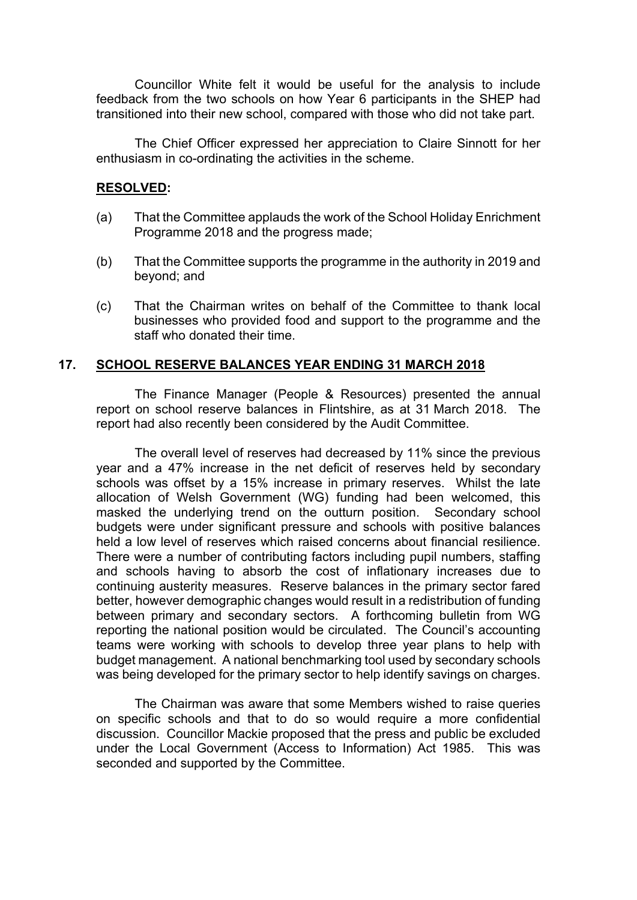Councillor White felt it would be useful for the analysis to include feedback from the two schools on how Year 6 participants in the SHEP had transitioned into their new school, compared with those who did not take part.

The Chief Officer expressed her appreciation to Claire Sinnott for her enthusiasm in co-ordinating the activities in the scheme.

**RESOLVED:**

(a) That the Committee applauds the work of the School Holiday Enrichment Programme 2018 and the progress made;

(b) That the Committee supports the programme in the authority in 2019 and beyond; and

(c) That the Chairman writes on behalf of the Committee to thank local businesses who provided food and support to the programme and the staff who donated their time.

## 17. SCHOOL RESERVE BALANCES YEAR ENDING 31 MARCH 2018

The Finance Manager (People & Resources) presented the annual report on school reserve balances in Flintshire, as at 31 March 2018. The report had also recently been considered by the Audit Committee.

The overall level of reserves had decreased by 11% since the previous year and a 47% increase in the net deficit of reserves held by secondary schools was offset by a 15% increase in primary reserves. Whilst the late allocation of Welsh Government (WG) funding had been welcomed, this masked the underlying trend on the outturn position. Secondary school budgets were under significant pressure and schools with positive balances held a low level of reserves which raised concerns about financial resilience. There were a number of contributing factors including pupil numbers, staffing and schools having to absorb the cost of inflationary increases due to continuing austerity measures. Reserve balances in the primary sector fared better, however demographic changes would result in a redistribution of funding between primary and secondary sectors. A forthcoming bulletin from WG reporting the national position would be circulated. The Council's accounting teams were working with schools to develop three year plans to help with budget management. A national benchmarking tool used by secondary schools was being developed for the primary sector to help identify savings on charges.

The Chairman was aware that some Members wished to raise queries on specific schools and that to do so would require a more confidential discussion. Councillor Mackie proposed that the press and public be excluded under the Local Government (Access to Information) Act 1985. This was seconded and supported by the Committee.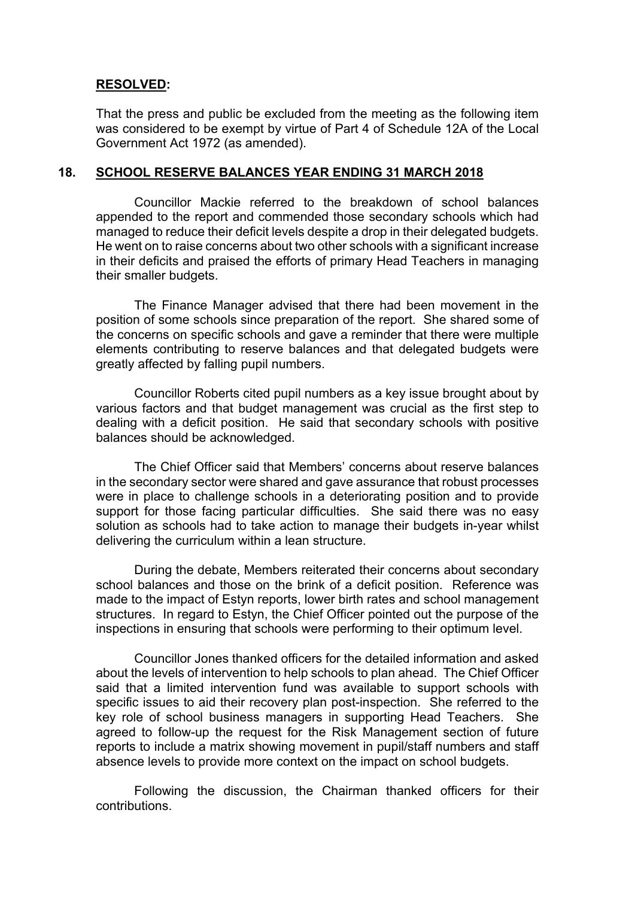**RESOLVED:**

That the press and public be excluded from the meeting as the following item was considered to be exempt by virtue of Part 4 of Schedule 12A of the Local Government Act 1972 (as amended).

## 18. SCHOOL RESERVE BALANCES YEAR ENDING 31 MARCH 2018

Councillor Mackie referred to the breakdown of school balances appended to the report and commended those secondary schools which had managed to reduce their deficit levels despite a drop in their delegated budgets. He went on to raise concerns about two other schools with a significant increase in their deficits and praised the efforts of primary Head Teachers in managing their smaller budgets.

The Finance Manager advised that there had been movement in the position of some schools since preparation of the report. She shared some of the concerns on specific schools and gave a reminder that there were multiple elements contributing to reserve balances and that delegated budgets were greatly affected by falling pupil numbers.

Councillor Roberts cited pupil numbers as a key issue brought about by various factors and that budget management was crucial as the first step to dealing with a deficit position. He said that secondary schools with positive balances should be acknowledged.

The Chief Officer said that Members' concerns about reserve balances in the secondary sector were shared and gave assurance that robust processes were in place to challenge schools in a deteriorating position and to provide support for those facing particular difficulties. She said there was no easy solution as schools had to take action to manage their budgets in-year whilst delivering the curriculum within a lean structure.

During the debate, Members reiterated their concerns about secondary school balances and those on the brink of a deficit position. Reference was made to the impact of Estyn reports, lower birth rates and school management structures. In regard to Estyn, the Chief Officer pointed out the purpose of the inspections in ensuring that schools were performing to their optimum level.

Councillor Jones thanked officers for the detailed information and asked about the levels of intervention to help schools to plan ahead. The Chief Officer said that a limited intervention fund was available to support schools with specific issues to aid their recovery plan post-inspection. She referred to the key role of school business managers in supporting Head Teachers. She agreed to follow-up the request for the Risk Management section of future reports to include a matrix showing movement in pupil/staff numbers and staff absence levels to provide more context on the impact on school budgets.

Following the discussion, the Chairman thanked officers for their contributions.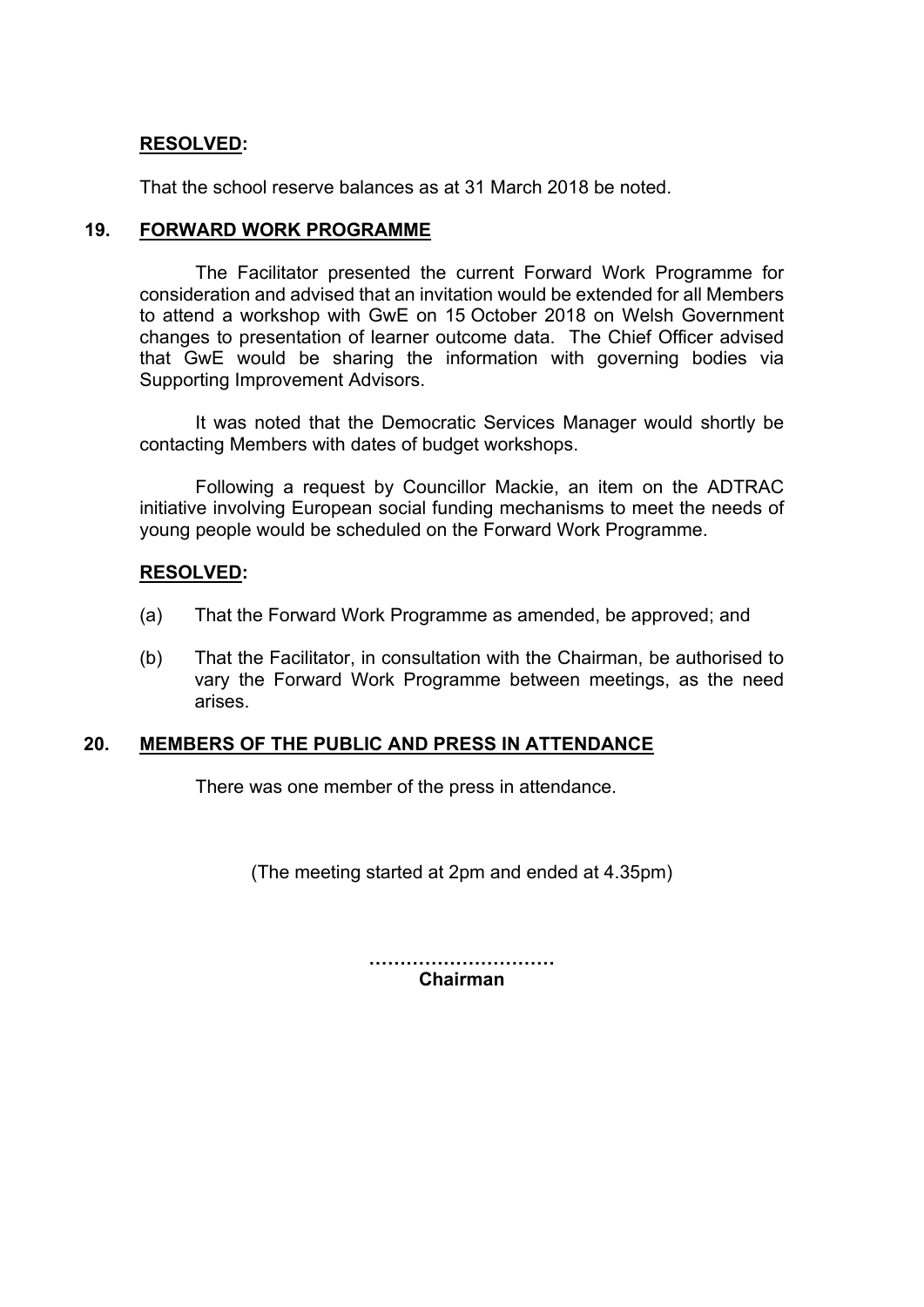**RESOLVED:**

That the school reserve balances as at 31 March 2018 be noted.

## 19. FORWARD WORK PROGRAMME

The Facilitator presented the current Forward Work Programme for consideration and advised that an invitation would be extended for all Members to attend a workshop with GwE on 15 October 2018 on Welsh Government changes to presentation of learner outcome data. The Chief Officer advised that GwE would be sharing the information with governing bodies via Supporting Improvement Advisors.

It was noted that the Democratic Services Manager would shortly be contacting Members with dates of budget workshops.

Following a request by Councillor Mackie, an item on the ADTRAC initiative involving European social funding mechanisms to meet the needs of young people would be scheduled on the Forward Work Programme.

**RESOLVED:**

(a) That the Forward Work Programme as amended, be approved; and

(b) That the Facilitator, in consultation with the Chairman, be authorised to vary the Forward Work Programme between meetings, as the need arises.

## 20. MEMBERS OF THE PUBLIC AND PRESS IN ATTENDANCE

There was one member of the press in attendance.

(The meeting started at 2pm and ended at 4.35pm)

…………………………
**Chairman**